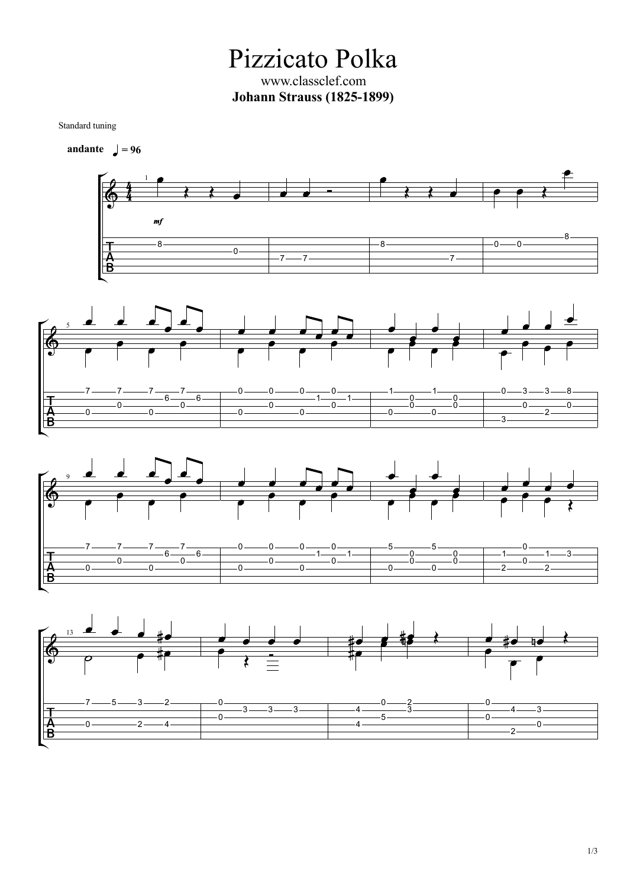# Pizzicato Polka

www.classclef.com

**Johann Strauss (1825-1899)**

Standard tuning

**andante** ♩ = 96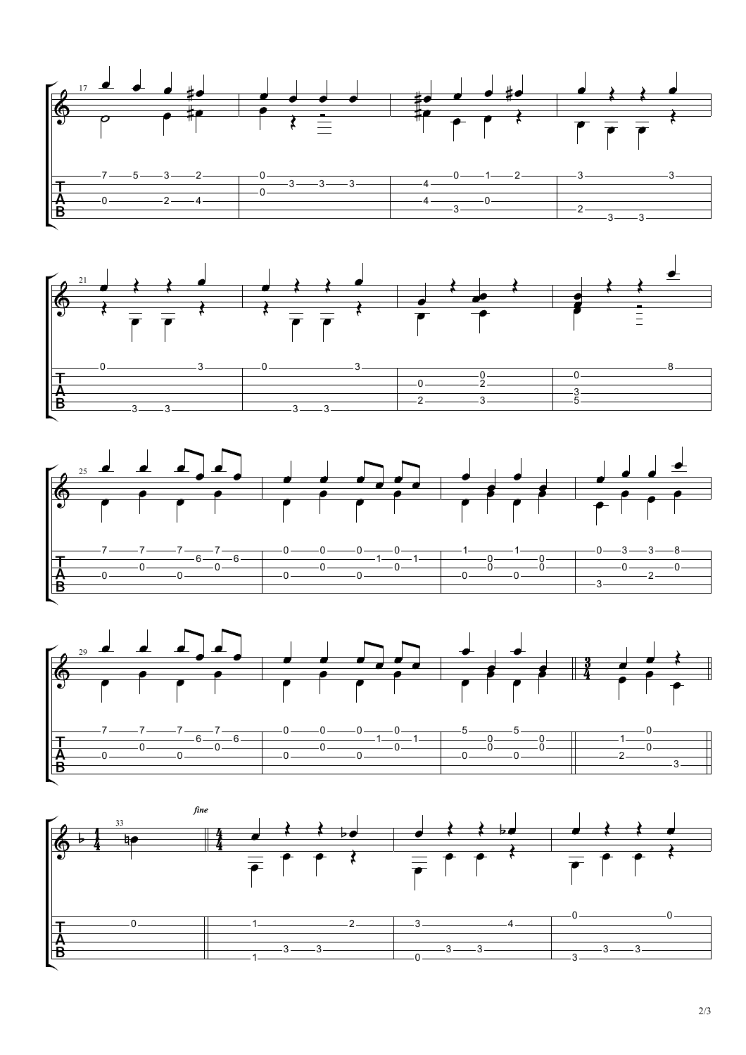*fine*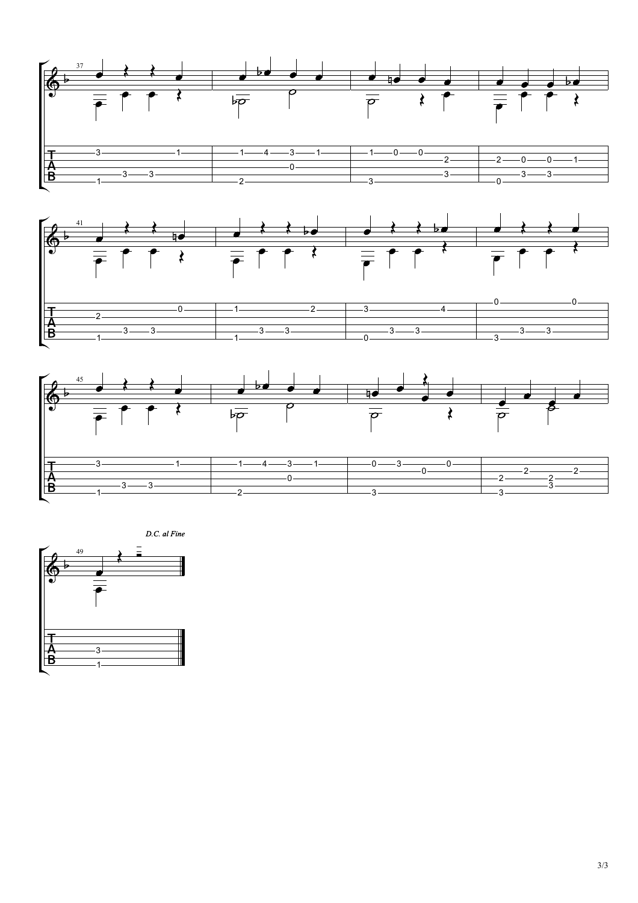*D.C. al Fine*